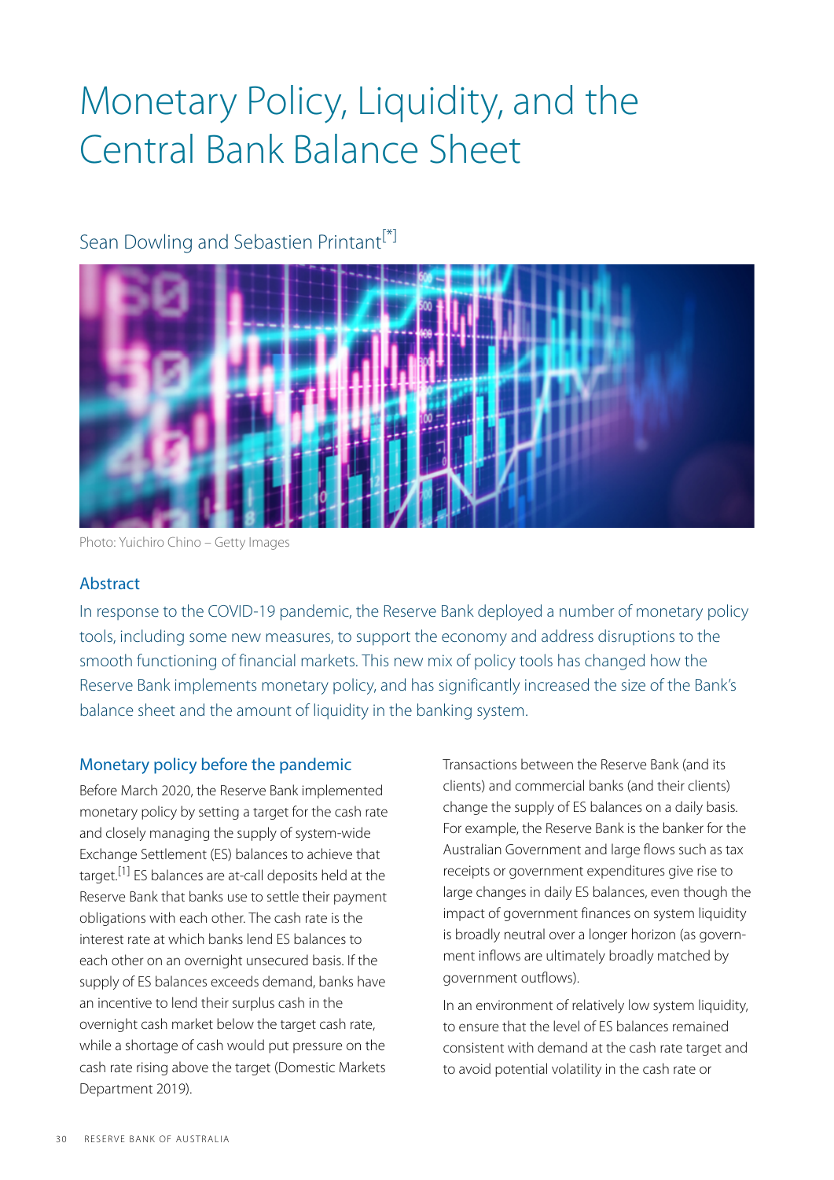# Monetary Policy, Liquidity, and the Central Bank Balance Sheet

Sean Dowling and Sebastien Printant[*]

Photo: Yuichiro Chino – Getty Images

## Abstract

In response to the COVID-19 pandemic, the Reserve Bank deployed a number of monetary policy tools, including some new measures, to support the economy and address disruptions to the smooth functioning of financial markets. This new mix of policy tools has changed how the Reserve Bank implements monetary policy, and has significantly increased the size of the Bank's balance sheet and the amount of liquidity in the banking system.

## Monetary policy before the pandemic

Before March 2020, the Reserve Bank implemented monetary policy by setting a target for the cash rate and closely managing the supply of system-wide Exchange Settlement (ES) balances to achieve that target.[1] ES balances are at-call deposits held at the Reserve Bank that banks use to settle their payment obligations with each other. The cash rate is the interest rate at which banks lend ES balances to each other on an overnight unsecured basis. If the supply of ES balances exceeds demand, banks have an incentive to lend their surplus cash in the overnight cash market below the target cash rate, while a shortage of cash would put pressure on the cash rate rising above the target (Domestic Markets Department 2019).

Transactions between the Reserve Bank (and its clients) and commercial banks (and their clients) change the supply of ES balances on a daily basis. For example, the Reserve Bank is the banker for the Australian Government and large flows such as tax receipts or government expenditures give rise to large changes in daily ES balances, even though the impact of government finances on system liquidity is broadly neutral over a longer horizon (as government inflows are ultimately broadly matched by government outflows).

In an environment of relatively low system liquidity, to ensure that the level of ES balances remained consistent with demand at the cash rate target and to avoid potential volatility in the cash rate or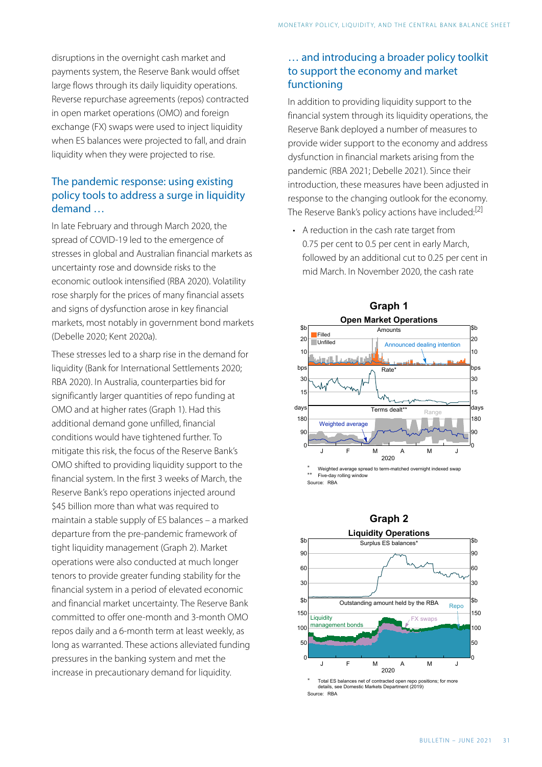disruptions in the overnight cash market and payments system, the Reserve Bank would offset large flows through its daily liquidity operations. Reverse repurchase agreements (repos) contracted in open market operations (OMO) and foreign exchange (FX) swaps were used to inject liquidity when ES balances were projected to fall, and drain liquidity when they were projected to rise.

## The pandemic response: using existing policy tools to address a surge in liquidity demand …

In late February and through March 2020, the spread of COVID-19 led to the emergence of stresses in global and Australian financial markets as uncertainty rose and downside risks to the economic outlook intensified (RBA 2020). Volatility rose sharply for the prices of many financial assets and signs of dysfunction arose in key financial markets, most notably in government bond markets (Debelle 2020; Kent 2020a).

These stresses led to a sharp rise in the demand for liquidity (Bank for International Settlements 2020; RBA 2020). In Australia, counterparties bid for significantly larger quantities of repo funding at OMO and at higher rates (Graph 1). Had this additional demand gone unfilled, financial conditions would have tightened further. To mitigate this risk, the focus of the Reserve Bank's OMO shifted to providing liquidity support to the financial system. In the first 3 weeks of March, the Reserve Bank's repo operations injected around $45 billion more than what was required to maintain a stable supply of ES balances – a marked departure from the pre-pandemic framework of tight liquidity management (Graph 2). Market operations were also conducted at much longer tenors to provide greater funding stability for the financial system in a period of elevated economic and financial market uncertainty. The Reserve Bank committed to offer one-month and 3-month OMO repos daily and a 6-month term at least weekly, as long as warranted. These actions alleviated funding pressures in the banking system and met the increase in precautionary demand for liquidity.

## … and introducing a broader policy toolkit to support the economy and market functioning

In addition to providing liquidity support to the financial system through its liquidity operations, the Reserve Bank deployed a number of measures to provide wider support to the economy and address dysfunction in financial markets arising from the pandemic (RBA 2021; Debelle 2021). Since their introduction, these measures have been adjusted in response to the changing outlook for the economy. The Reserve Bank's policy actions have included:[2]

- A reduction in the cash rate target from 0.75 per cent to 0.5 per cent in early March, followed by an additional cut to 0.25 per cent in mid March. In November 2020, the cash rate

**Graph 1**
**Open Market Operations**

\* Weighted average spread to term-matched overnight indexed swap
\*\* Five-day rolling window
Source: RBA

**Graph 2**
**Liquidity Operations**

\* Total ES balances net of contracted open repo positions; for more details, see Domestic Markets Department (2019)
Source: RBA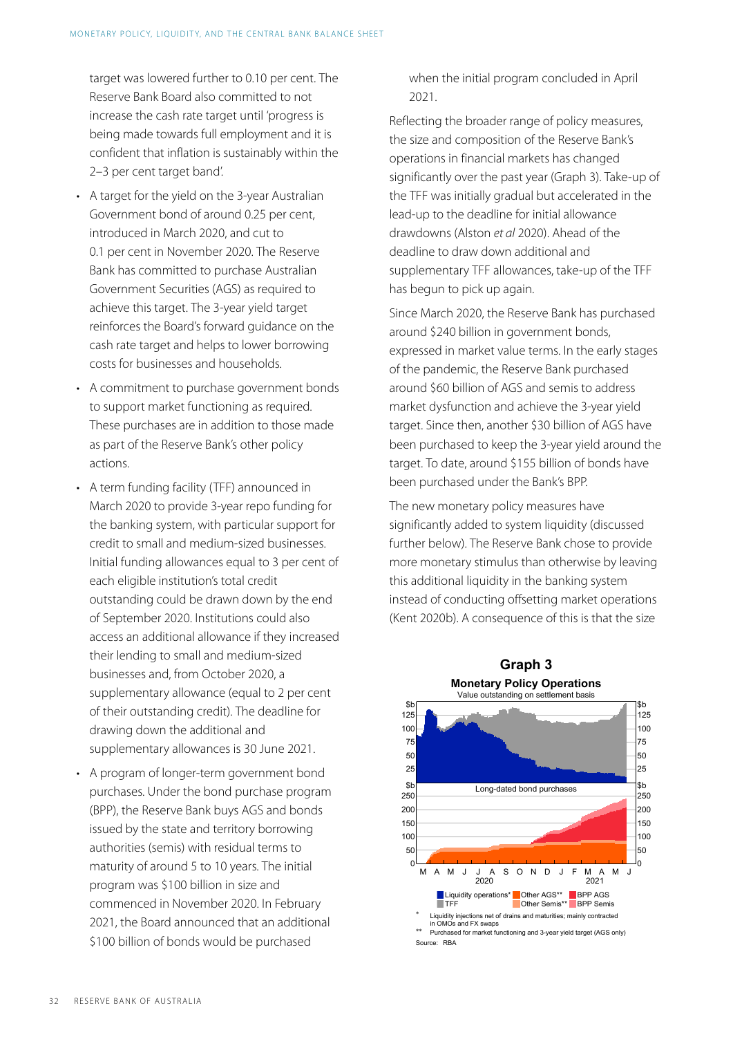target was lowered further to 0.10 per cent. The Reserve Bank Board also committed to not increase the cash rate target until 'progress is being made towards full employment and it is confident that inflation is sustainably within the 2–3 per cent target band'.

- A target for the yield on the 3-year Australian Government bond of around 0.25 per cent, introduced in March 2020, and cut to 0.1 per cent in November 2020. The Reserve Bank has committed to purchase Australian Government Securities (AGS) as required to achieve this target. The 3-year yield target reinforces the Board's forward guidance on the cash rate target and helps to lower borrowing costs for businesses and households.
- A commitment to purchase government bonds to support market functioning as required. These purchases are in addition to those made as part of the Reserve Bank's other policy actions.
- A term funding facility (TFF) announced in March 2020 to provide 3-year repo funding for the banking system, with particular support for credit to small and medium-sized businesses. Initial funding allowances equal to 3 per cent of each eligible institution's total credit outstanding could be drawn down by the end of September 2020. Institutions could also access an additional allowance if they increased their lending to small and medium-sized businesses and, from October 2020, a supplementary allowance (equal to 2 per cent of their outstanding credit). The deadline for drawing down the additional and supplementary allowances is 30 June 2021.
- A program of longer-term government bond purchases. Under the bond purchase program (BPP), the Reserve Bank buys AGS and bonds issued by the state and territory borrowing authorities (semis) with residual terms to maturity of around 5 to 10 years. The initial program was $100 billion in size and commenced in November 2020. In February 2021, the Board announced that an additional $100 billion of bonds would be purchased when the initial program concluded in April 2021.

Reflecting the broader range of policy measures, the size and composition of the Reserve Bank's operations in financial markets has changed significantly over the past year (Graph 3). Take-up of the TFF was initially gradual but accelerated in the lead-up to the deadline for initial allowance drawdowns (Alston *et al* 2020). Ahead of the deadline to draw down additional and supplementary TFF allowances, take-up of the TFF has begun to pick up again.

Since March 2020, the Reserve Bank has purchased around $240 billion in government bonds, expressed in market value terms. In the early stages of the pandemic, the Reserve Bank purchased around $60 billion of AGS and semis to address market dysfunction and achieve the 3-year yield target. Since then, another $30 billion of AGS have been purchased to keep the 3-year yield around the target. To date, around $155 billion of bonds have been purchased under the Bank's BPP.

The new monetary policy measures have significantly added to system liquidity (discussed further below). The Reserve Bank chose to provide more monetary stimulus than otherwise by leaving this additional liquidity in the banking system instead of conducting offsetting market operations (Kent 2020b). A consequence of this is that the size

**Graph 3**

**Monetary Policy Operations**

Value outstanding on settlement basis

Legend: Liquidity operations*, TFF, Other AGS**, Other Semis**, BPP AGS, BPP Semis

\* Liquidity injections net of drains and maturities; mainly contracted in OMOs and FX swaps

\*\* Purchased for market functioning and 3-year yield target (AGS only)

Source: RBA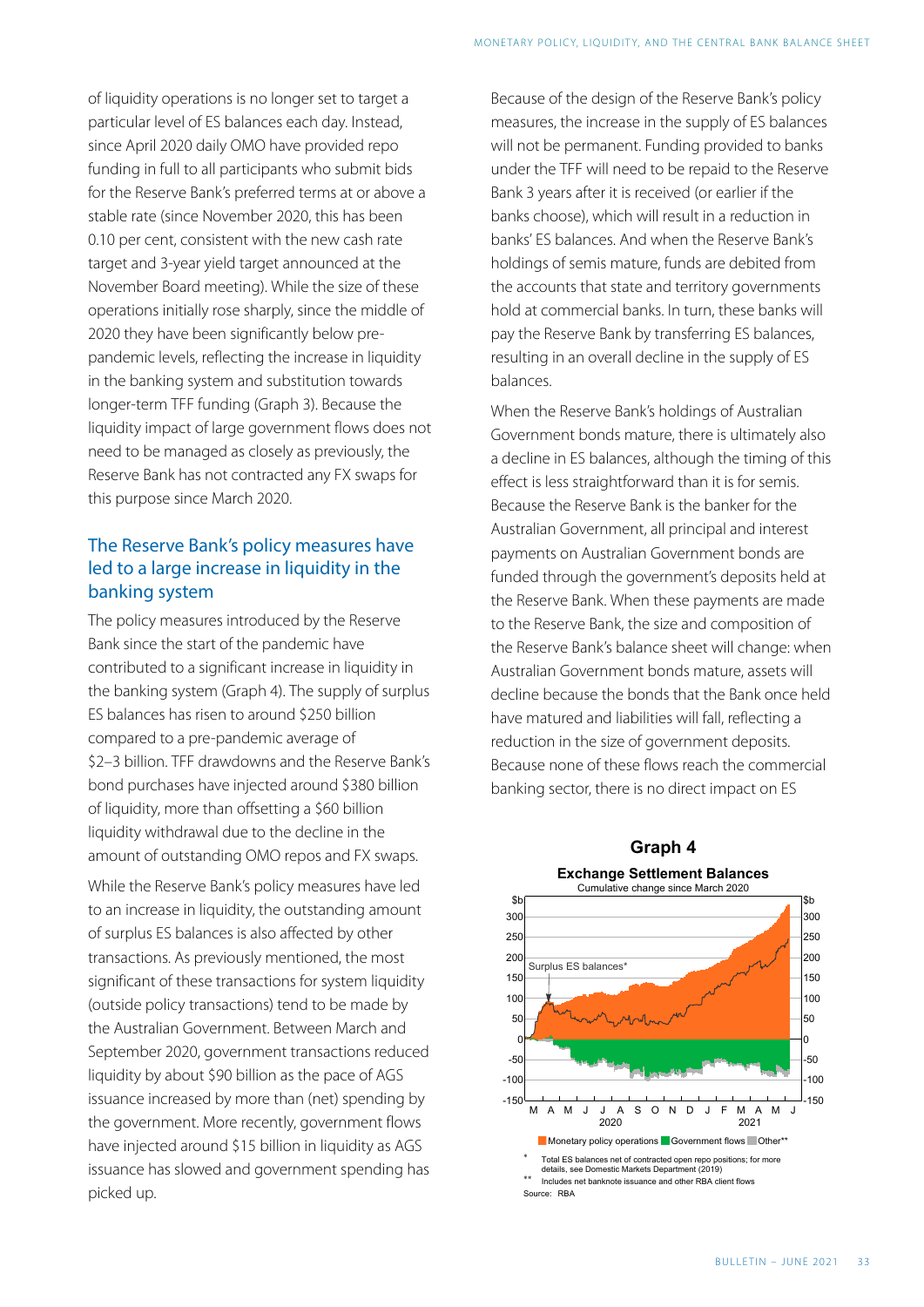of liquidity operations is no longer set to target a particular level of ES balances each day. Instead, since April 2020 daily OMO have provided repo funding in full to all participants who submit bids for the Reserve Bank's preferred terms at or above a stable rate (since November 2020, this has been 0.10 per cent, consistent with the new cash rate target and 3-year yield target announced at the November Board meeting). While the size of these operations initially rose sharply, since the middle of 2020 they have been significantly below pre-pandemic levels, reflecting the increase in liquidity in the banking system and substitution towards longer-term TFF funding (Graph 3). Because the liquidity impact of large government flows does not need to be managed as closely as previously, the Reserve Bank has not contracted any FX swaps for this purpose since March 2020.

## The Reserve Bank's policy measures have led to a large increase in liquidity in the banking system

The policy measures introduced by the Reserve Bank since the start of the pandemic have contributed to a significant increase in liquidity in the banking system (Graph 4). The supply of surplus ES balances has risen to around $250 billion compared to a pre-pandemic average of $2–3 billion. TFF drawdowns and the Reserve Bank's bond purchases have injected around $380 billion of liquidity, more than offsetting a $60 billion liquidity withdrawal due to the decline in the amount of outstanding OMO repos and FX swaps.

While the Reserve Bank's policy measures have led to an increase in liquidity, the outstanding amount of surplus ES balances is also affected by other transactions. As previously mentioned, the most significant of these transactions for system liquidity (outside policy transactions) tend to be made by the Australian Government. Between March and September 2020, government transactions reduced liquidity by about $90 billion as the pace of AGS issuance increased by more than (net) spending by the government. More recently, government flows have injected around $15 billion in liquidity as AGS issuance has slowed and government spending has picked up.

Because of the design of the Reserve Bank's policy measures, the increase in the supply of ES balances will not be permanent. Funding provided to banks under the TFF will need to be repaid to the Reserve Bank 3 years after it is received (or earlier if the banks choose), which will result in a reduction in banks' ES balances. And when the Reserve Bank's holdings of semis mature, funds are debited from the accounts that state and territory governments hold at commercial banks. In turn, these banks will pay the Reserve Bank by transferring ES balances, resulting in an overall decline in the supply of ES balances.

When the Reserve Bank's holdings of Australian Government bonds mature, there is ultimately also a decline in ES balances, although the timing of this effect is less straightforward than it is for semis. Because the Reserve Bank is the banker for the Australian Government, all principal and interest payments on Australian Government bonds are funded through the government's deposits held at the Reserve Bank. When these payments are made to the Reserve Bank, the size and composition of the Reserve Bank's balance sheet will change: when Australian Government bonds mature, assets will decline because the bonds that the Bank once held have matured and liabilities will fall, reflecting a reduction in the size of government deposits. Because none of these flows reach the commercial banking sector, there is no direct impact on ES

**Graph 4**

**Exchange Settlement Balances**

Cumulative change since March 2020

Monetary policy operations, Government flows, Other**

\* Total ES balances net of contracted open repo positions; for more details, see Domestic Markets Department (2019)

\*\* Includes net banknote issuance and other RBA client flows

Source: RBA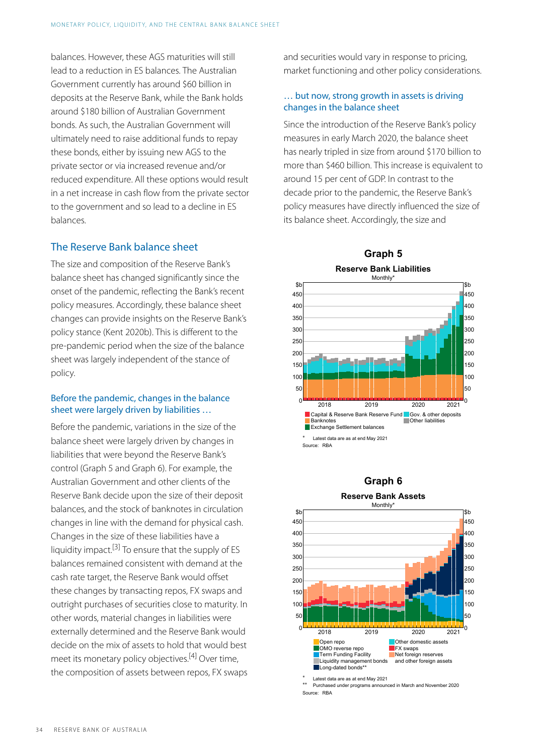balances. However, these AGS maturities will still lead to a reduction in ES balances. The Australian Government currently has around $60 billion in deposits at the Reserve Bank, while the Bank holds around $180 billion of Australian Government bonds. As such, the Australian Government will ultimately need to raise additional funds to repay these bonds, either by issuing new AGS to the private sector or via increased revenue and/or reduced expenditure. All these options would result in a net increase in cash flow from the private sector to the government and so lead to a decline in ES balances.

## The Reserve Bank balance sheet

The size and composition of the Reserve Bank's balance sheet has changed significantly since the onset of the pandemic, reflecting the Bank's recent policy measures. Accordingly, these balance sheet changes can provide insights on the Reserve Bank's policy stance (Kent 2020b). This is different to the pre-pandemic period when the size of the balance sheet was largely independent of the stance of policy.

### Before the pandemic, changes in the balance sheet were largely driven by liabilities …

Before the pandemic, variations in the size of the balance sheet were largely driven by changes in liabilities that were beyond the Reserve Bank's control (Graph 5 and Graph 6). For example, the Australian Government and other clients of the Reserve Bank decide upon the size of their deposit balances, and the stock of banknotes in circulation changes in line with the demand for physical cash. Changes in the size of these liabilities have a liquidity impact.[3] To ensure that the supply of ES balances remained consistent with demand at the cash rate target, the Reserve Bank would offset these changes by transacting repos, FX swaps and outright purchases of securities close to maturity. In other words, material changes in liabilities were externally determined and the Reserve Bank would decide on the mix of assets to hold that would best meet its monetary policy objectives.[4] Over time, the composition of assets between repos, FX swaps and securities would vary in response to pricing, market functioning and other policy considerations.

### … but now, strong growth in assets is driving changes in the balance sheet

Since the introduction of the Reserve Bank's policy measures in early March 2020, the balance sheet has nearly tripled in size from around $170 billion to more than $460 billion. This increase is equivalent to around 15 per cent of GDP. In contrast to the decade prior to the pandemic, the Reserve Bank's policy measures have directly influenced the size of its balance sheet. Accordingly, the size and

**Graph 5**

**Reserve Bank Liabilities**

Monthly*

Capital & Reserve Bank Reserve Fund; Banknotes; Exchange Settlement balances; Gov. & other deposits; Other liabilities

\* Latest data are as at end May 2021

Source: RBA

**Graph 6**

**Reserve Bank Assets**

Monthly*

Open repo; OMO reverse repo; Term Funding Facility; Liquidity management bonds; Long-dated bonds**; Other domestic assets; FX swaps; Net foreign reserves and other foreign assets

\* Latest data are as at end May 2021

\*\* Purchased under programs announced in March and November 2020

Source: RBA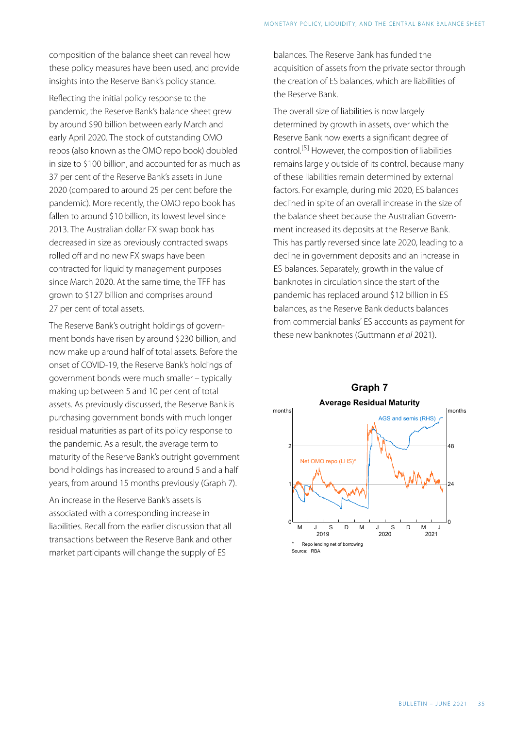composition of the balance sheet can reveal how these policy measures have been used, and provide insights into the Reserve Bank's policy stance.

Reflecting the initial policy response to the pandemic, the Reserve Bank's balance sheet grew by around $90 billion between early March and early April 2020. The stock of outstanding OMO repos (also known as the OMO repo book) doubled in size to $100 billion, and accounted for as much as 37 per cent of the Reserve Bank's assets in June 2020 (compared to around 25 per cent before the pandemic). More recently, the OMO repo book has fallen to around $10 billion, its lowest level since 2013. The Australian dollar FX swap book has decreased in size as previously contracted swaps rolled off and no new FX swaps have been contracted for liquidity management purposes since March 2020. At the same time, the TFF has grown to $127 billion and comprises around 27 per cent of total assets.

The Reserve Bank's outright holdings of government bonds have risen by around $230 billion, and now make up around half of total assets. Before the onset of COVID-19, the Reserve Bank's holdings of government bonds were much smaller – typically making up between 5 and 10 per cent of total assets. As previously discussed, the Reserve Bank is purchasing government bonds with much longer residual maturities as part of its policy response to the pandemic. As a result, the average term to maturity of the Reserve Bank's outright government bond holdings has increased to around 5 and a half years, from around 15 months previously (Graph 7).

An increase in the Reserve Bank's assets is associated with a corresponding increase in liabilities. Recall from the earlier discussion that all transactions between the Reserve Bank and other market participants will change the supply of ES balances. The Reserve Bank has funded the acquisition of assets from the private sector through the creation of ES balances, which are liabilities of the Reserve Bank.

The overall size of liabilities is now largely determined by growth in assets, over which the Reserve Bank now exerts a significant degree of control.[5] However, the composition of liabilities remains largely outside of its control, because many of these liabilities remain determined by external factors. For example, during mid 2020, ES balances declined in spite of an overall increase in the size of the balance sheet because the Australian Government increased its deposits at the Reserve Bank. This has partly reversed since late 2020, leading to a decline in government deposits and an increase in ES balances. Separately, growth in the value of banknotes in circulation since the start of the pandemic has replaced around $12 billion in ES balances, as the Reserve Bank deducts balances from commercial banks' ES accounts as payment for these new banknotes (Guttmann *et al* 2021).

**Graph 7**

**Average Residual Maturity**

\* Repo lending net of borrowing

Source: RBA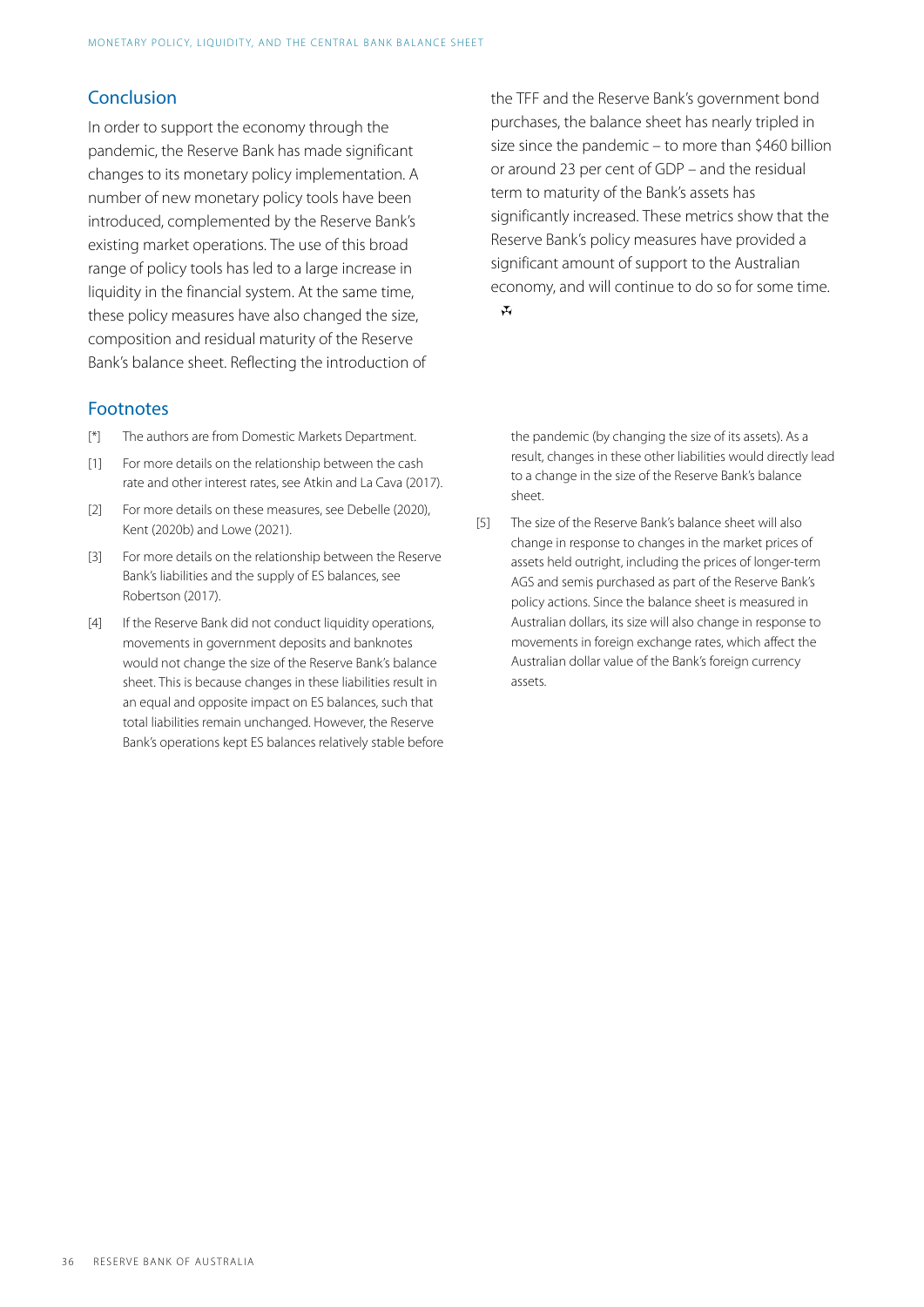## Conclusion

In order to support the economy through the pandemic, the Reserve Bank has made significant changes to its monetary policy implementation. A number of new monetary policy tools have been introduced, complemented by the Reserve Bank's existing market operations. The use of this broad range of policy tools has led to a large increase in liquidity in the financial system. At the same time, these policy measures have also changed the size, composition and residual maturity of the Reserve Bank's balance sheet. Reflecting the introduction of the TFF and the Reserve Bank's government bond purchases, the balance sheet has nearly tripled in size since the pandemic – to more than $460 billion or around 23 per cent of GDP – and the residual term to maturity of the Bank's assets has significantly increased. These metrics show that the Reserve Bank's policy measures have provided a significant amount of support to the Australian economy, and will continue to do so for some time.

## Footnotes

[*] The authors are from Domestic Markets Department.

[1] For more details on the relationship between the cash rate and other interest rates, see Atkin and La Cava (2017).

[2] For more details on these measures, see Debelle (2020), Kent (2020b) and Lowe (2021).

[3] For more details on the relationship between the Reserve Bank's liabilities and the supply of ES balances, see Robertson (2017).

[4] If the Reserve Bank did not conduct liquidity operations, movements in government deposits and banknotes would not change the size of the Reserve Bank's balance sheet. This is because changes in these liabilities result in an equal and opposite impact on ES balances, such that total liabilities remain unchanged. However, the Reserve Bank's operations kept ES balances relatively stable before the pandemic (by changing the size of its assets). As a result, changes in these other liabilities would directly lead to a change in the size of the Reserve Bank's balance sheet.

[5] The size of the Reserve Bank's balance sheet will also change in response to changes in the market prices of assets held outright, including the prices of longer-term AGS and semis purchased as part of the Reserve Bank's policy actions. Since the balance sheet is measured in Australian dollars, its size will also change in response to movements in foreign exchange rates, which affect the Australian dollar value of the Bank's foreign currency assets.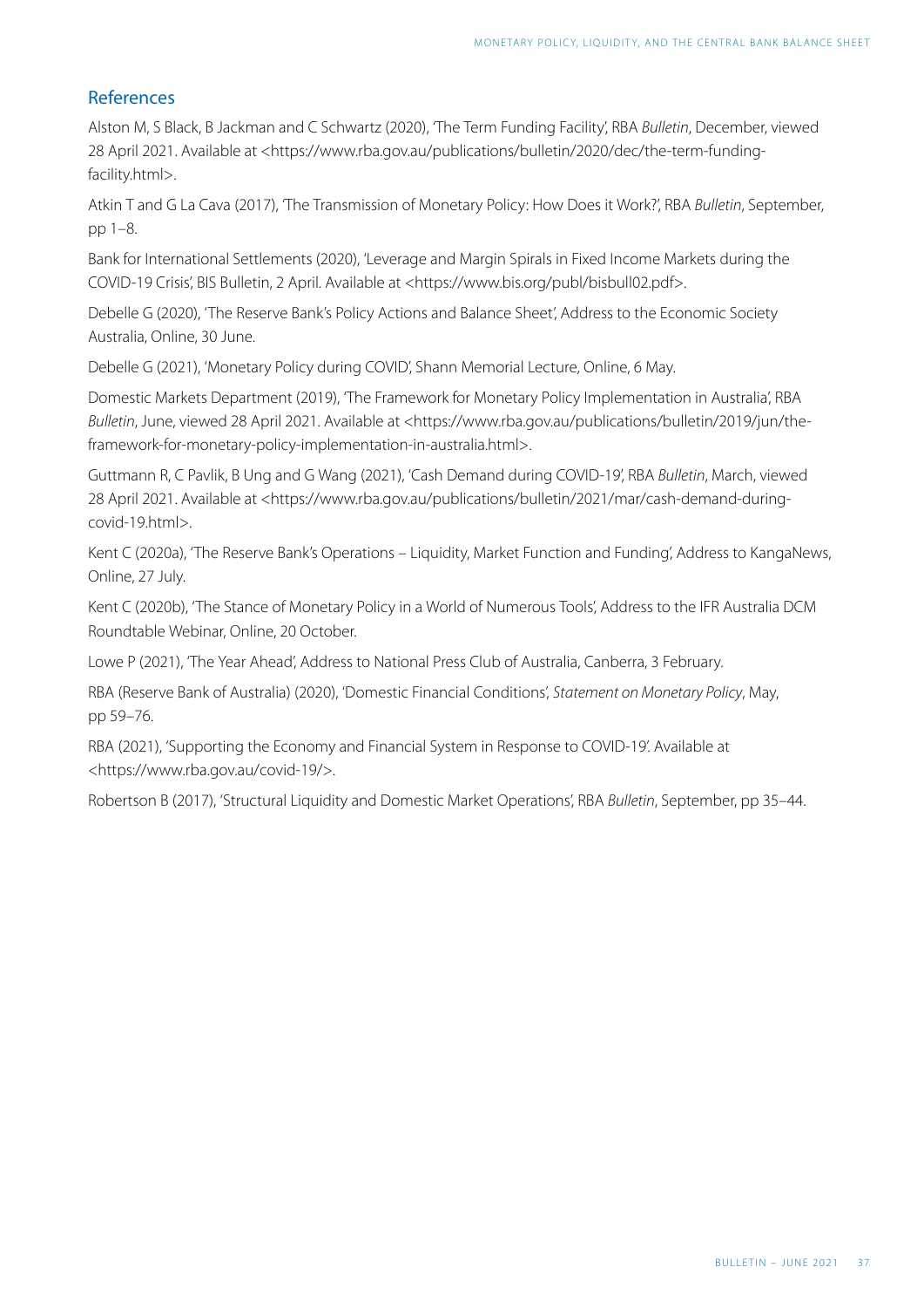## References

Alston M, S Black, B Jackman and C Schwartz (2020), 'The Term Funding Facility', RBA *Bulletin*, December, viewed 28 April 2021. Available at <https://www.rba.gov.au/publications/bulletin/2020/dec/the-term-funding-facility.html>.

Atkin T and G La Cava (2017), 'The Transmission of Monetary Policy: How Does it Work?', RBA *Bulletin*, September, pp 1–8.

Bank for International Settlements (2020), 'Leverage and Margin Spirals in Fixed Income Markets during the COVID-19 Crisis', BIS Bulletin, 2 April. Available at <https://www.bis.org/publ/bisbull02.pdf>.

Debelle G (2020), 'The Reserve Bank's Policy Actions and Balance Sheet', Address to the Economic Society Australia, Online, 30 June.

Debelle G (2021), 'Monetary Policy during COVID', Shann Memorial Lecture, Online, 6 May.

Domestic Markets Department (2019), 'The Framework for Monetary Policy Implementation in Australia', RBA *Bulletin*, June, viewed 28 April 2021. Available at <https://www.rba.gov.au/publications/bulletin/2019/jun/the-framework-for-monetary-policy-implementation-in-australia.html>.

Guttmann R, C Pavlik, B Ung and G Wang (2021), 'Cash Demand during COVID-19', RBA *Bulletin*, March, viewed 28 April 2021. Available at <https://www.rba.gov.au/publications/bulletin/2021/mar/cash-demand-during-covid-19.html>.

Kent C (2020a), 'The Reserve Bank's Operations – Liquidity, Market Function and Funding', Address to KangaNews, Online, 27 July.

Kent C (2020b), 'The Stance of Monetary Policy in a World of Numerous Tools', Address to the IFR Australia DCM Roundtable Webinar, Online, 20 October.

Lowe P (2021), 'The Year Ahead', Address to National Press Club of Australia, Canberra, 3 February.

RBA (Reserve Bank of Australia) (2020), 'Domestic Financial Conditions', *Statement on Monetary Policy*, May, pp 59–76.

RBA (2021), 'Supporting the Economy and Financial System in Response to COVID-19'. Available at <https://www.rba.gov.au/covid-19/>.

Robertson B (2017), 'Structural Liquidity and Domestic Market Operations', RBA *Bulletin*, September, pp 35–44.